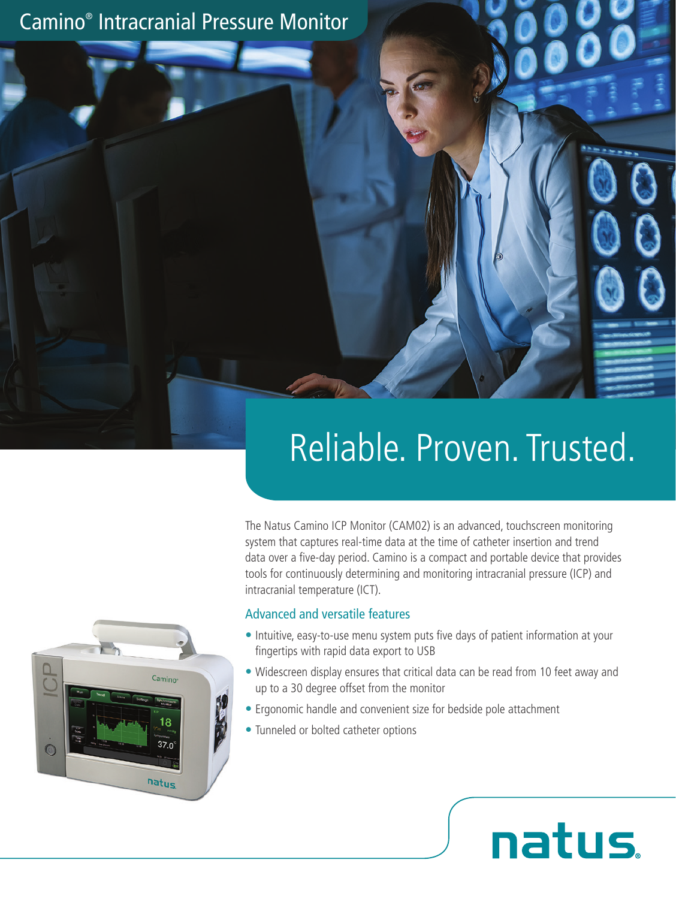Camino® Intracranial Pressure Monitor

# Reliable. Proven. Trusted.

The Natus Camino ICP Monitor (CAM02) is an advanced, touchscreen monitoring system that captures real-time data at the time of catheter insertion and trend data over a five-day period. Camino is a compact and portable device that provides tools for continuously determining and monitoring intracranial pressure (ICP) and intracranial temperature (ICT).

## Advanced and versatile features

- Intuitive, easy-to-use menu system puts five days of patient information at your fingertips with rapid data export to USB
- Widescreen display ensures that critical data can be read from 10 feet away and up to a 30 degree offset from the monitor
- Ergonomic handle and convenient size for bedside pole attachment
- Tunneled or bolted catheter options

natus.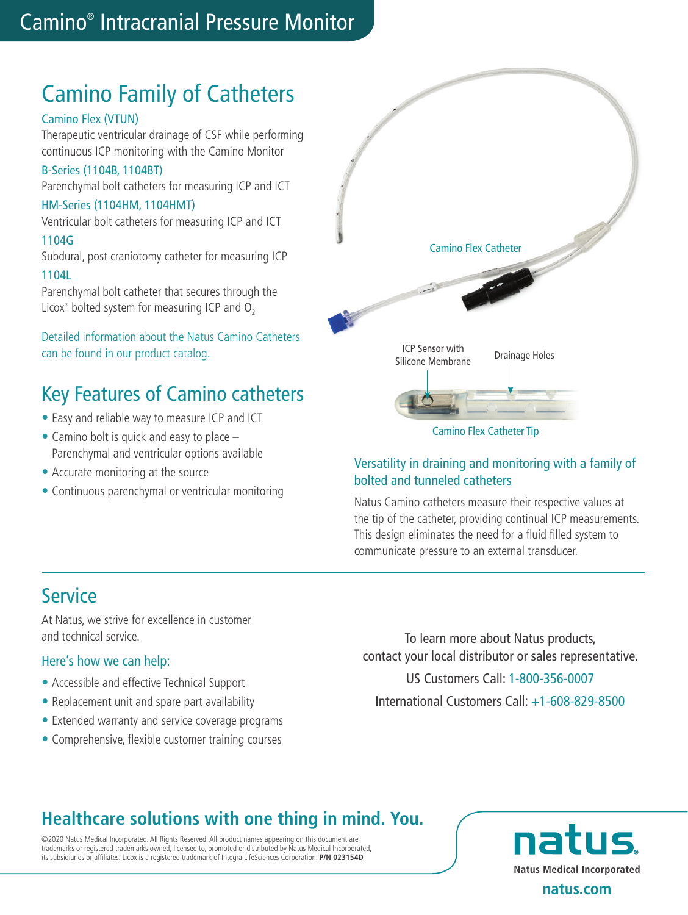# Camino® Intracranial Pressure Monitor

## Camino Family of Catheters

### Camino Flex (VTUN)

Therapeutic ventricular drainage of CSF while performing continuous ICP monitoring with the Camino Monitor

### B-Series (1104B, 1104BT)

Parenchymal bolt catheters for measuring ICP and ICT

### HM-Series (1104HM, 1104HMT)

Ventricular bolt catheters for measuring ICP and ICT

### 1104G

Subdural, post craniotomy catheter for measuring ICP

### 1104L

Parenchymal bolt catheter that secures through the Licox® bolted system for measuring ICP and $O_2$

Detailed information about the Natus Camino Catheters can be found in our product catalog.

Camino Flex Catheter

ICP Sensor with Silicone Membrane

Drainage Holes

Camino Flex Catheter Tip

## Key Features of Camino catheters

- Easy and reliable way to measure ICP and ICT
- Camino bolt is quick and easy to place – Parenchymal and ventricular options available
- Accurate monitoring at the source
- Continuous parenchymal or ventricular monitoring

### Versatility in draining and monitoring with a family of bolted and tunneled catheters

Natus Camino catheters measure their respective values at the tip of the catheter, providing continual ICP measurements. This design eliminates the need for a fluid filled system to communicate pressure to an external transducer.

## Service

At Natus, we strive for excellence in customer and technical service.

### Here's how we can help:

- Accessible and effective Technical Support
- Replacement unit and spare part availability
- Extended warranty and service coverage programs
- Comprehensive, flexible customer training courses

To learn more about Natus products, contact your local distributor or sales representative.

US Customers Call: 1-800-356-0007

International Customers Call: +1-608-829-8500

## Healthcare solutions with one thing in mind. You.

©2020 Natus Medical Incorporated. All Rights Reserved. All product names appearing on this document are trademarks or registered trademarks owned, licensed to, promoted or distributed by Natus Medical Incorporated, its subsidiaries or affiliates. Licox is a registered trademark of Integra LifeSciences Corporation. **P/N 023154D**

natus.

Natus Medical Incorporated

natus.com